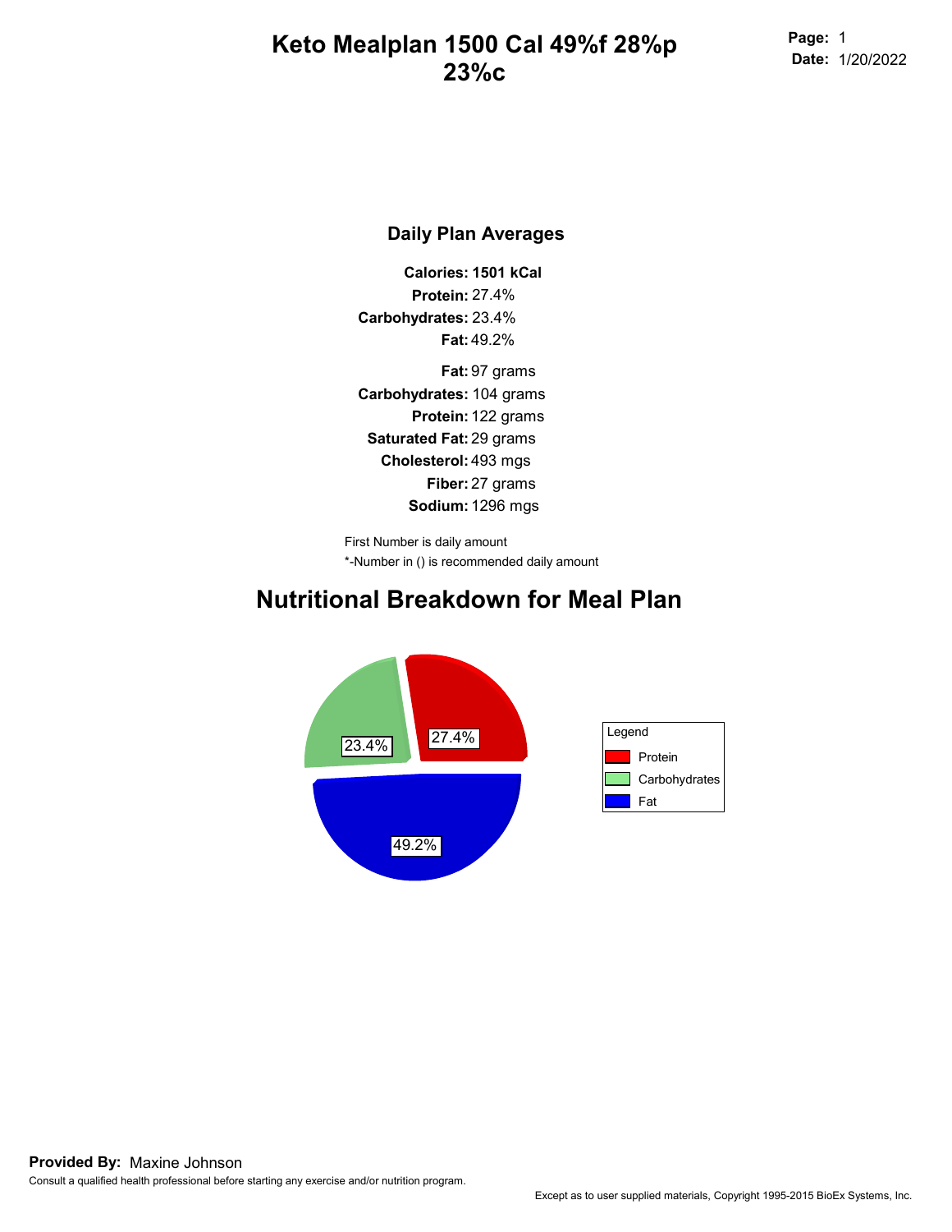# Keto Mealplan 1500 Cal 49%f 28%p 23%c

**Page:** 1
**Date:** 1/20/2022

## Daily Plan Averages

**Calories:** **1501 kCal**
**Protein:** 27.4%
**Carbohydrates:** 23.4%
**Fat:** 49.2%

**Fat:** 97 grams
**Carbohydrates:** 104 grams
**Protein:** 122 grams
**Saturated Fat:** 29 grams
**Cholesterol:** 493 mgs
**Fiber:** 27 grams
**Sodium:** 1296 mgs

First Number is daily amount
*-Number in () is recommended daily amount

## Nutritional Breakdown for Meal Plan

27.4%
23.4%
49.2%

Legend
- Protein
- Carbohydrates
- Fat

**Provided By:** Maxine Johnson
Consult a qualified health professional before starting any exercise and/or nutrition program.

Except as to user supplied materials, Copyright 1995-2015 BioEx Systems, Inc.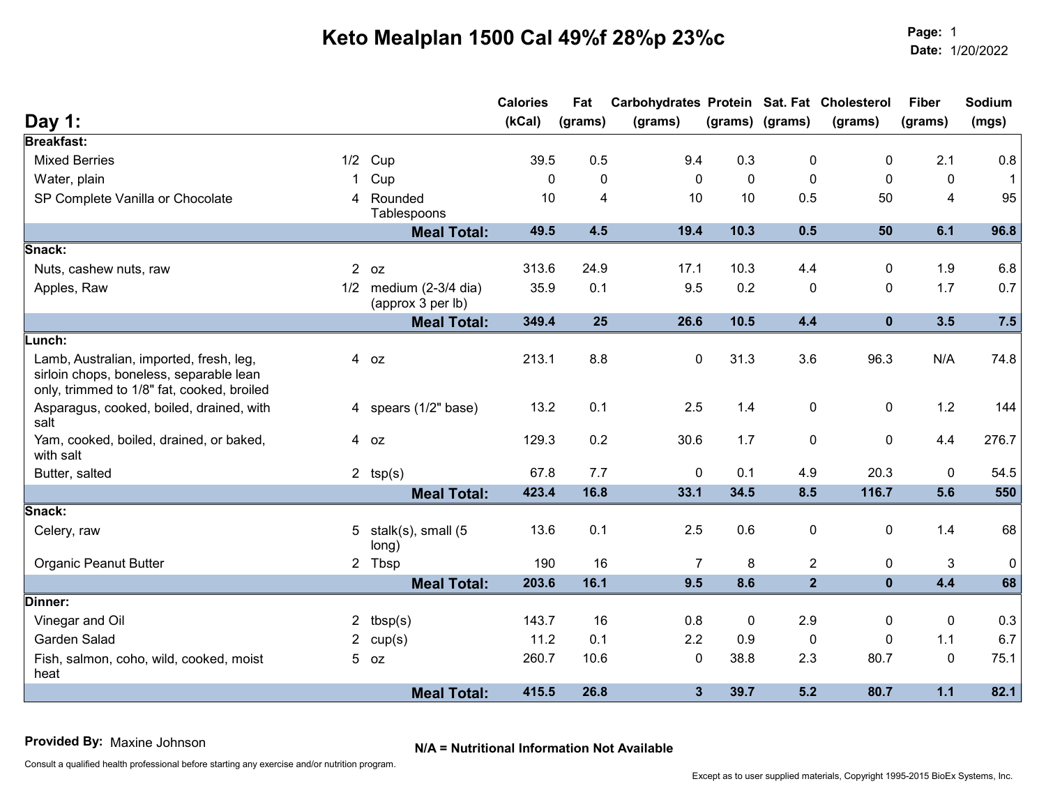# Keto Mealplan 1500 Cal 49%f 28%p 23%c

**Page:** 1
**Date:** 1/20/2022

## Day 1:

| | | | Calories (kCal) | Fat (grams) | Carbohydrates (grams) | Protein (grams) | Sat. Fat (grams) | Cholesterol (grams) | Fiber (grams) | Sodium (mgs) |
|---|---|---|---|---|---|---|---|---|---|---|
| **Breakfast:** | | | | | | | | | | |
| Mixed Berries | 1/2 | Cup | 39.5 | 0.5 | 9.4 | 0.3 | 0 | 0 | 2.1 | 0.8 |
| Water, plain | 1 | Cup | 0 | 0 | 0 | 0 | 0 | 0 | 0 | 1 |
| SP Complete Vanilla or Chocolate | 4 | Rounded Tablespoons | 10 | 4 | 10 | 10 | 0.5 | 50 | 4 | 95 |
| | | **Meal Total:** | **49.5** | **4.5** | **19.4** | **10.3** | **0.5** | **50** | **6.1** | **96.8** |
| **Snack:** | | | | | | | | | | |
| Nuts, cashew nuts, raw | 2 | oz | 313.6 | 24.9 | 17.1 | 10.3 | 4.4 | 0 | 1.9 | 6.8 |
| Apples, Raw | 1/2 | medium (2-3/4 dia) (approx 3 per lb) | 35.9 | 0.1 | 9.5 | 0.2 | 0 | 0 | 1.7 | 0.7 |
| | | **Meal Total:** | **349.4** | **25** | **26.6** | **10.5** | **4.4** | **0** | **3.5** | **7.5** |
| **Lunch:** | | | | | | | | | | |
| Lamb, Australian, imported, fresh, leg, sirloin chops, boneless, separable lean only, trimmed to 1/8" fat, cooked, broiled | 4 | oz | 213.1 | 8.8 | 0 | 31.3 | 3.6 | 96.3 | N/A | 74.8 |
| Asparagus, cooked, boiled, drained, with salt | 4 | spears (1/2" base) | 13.2 | 0.1 | 2.5 | 1.4 | 0 | 0 | 1.2 | 144 |
| Yam, cooked, boiled, drained, or baked, with salt | 4 | oz | 129.3 | 0.2 | 30.6 | 1.7 | 0 | 0 | 4.4 | 276.7 |
| Butter, salted | 2 | tsp(s) | 67.8 | 7.7 | 0 | 0.1 | 4.9 | 20.3 | 0 | 54.5 |
| | | **Meal Total:** | **423.4** | **16.8** | **33.1** | **34.5** | **8.5** | **116.7** | **5.6** | **550** |
| **Snack:** | | | | | | | | | | |
| Celery, raw | 5 | stalk(s), small (5 long) | 13.6 | 0.1 | 2.5 | 0.6 | 0 | 0 | 1.4 | 68 |
| Organic Peanut Butter | 2 | Tbsp | 190 | 16 | 7 | 8 | 2 | 0 | 3 | 0 |
| | | **Meal Total:** | **203.6** | **16.1** | **9.5** | **8.6** | **2** | **0** | **4.4** | **68** |
| **Dinner:** | | | | | | | | | | |
| Vinegar and Oil | 2 | tbsp(s) | 143.7 | 16 | 0.8 | 0 | 2.9 | 0 | 0 | 0.3 |
| Garden Salad | 2 | cup(s) | 11.2 | 0.1 | 2.2 | 0.9 | 0 | 0 | 1.1 | 6.7 |
| Fish, salmon, coho, wild, cooked, moist heat | 5 | oz | 260.7 | 10.6 | 0 | 38.8 | 2.3 | 80.7 | 0 | 75.1 |
| | | **Meal Total:** | **415.5** | **26.8** | **3** | **39.7** | **5.2** | **80.7** | **1.1** | **82.1** |

**Provided By:** Maxine Johnson

**N/A = Nutritional Information Not Available**

Consult a qualified health professional before starting any exercise and/or nutrition program.

Except as to user supplied materials, Copyright 1995-2015 BioEx Systems, Inc.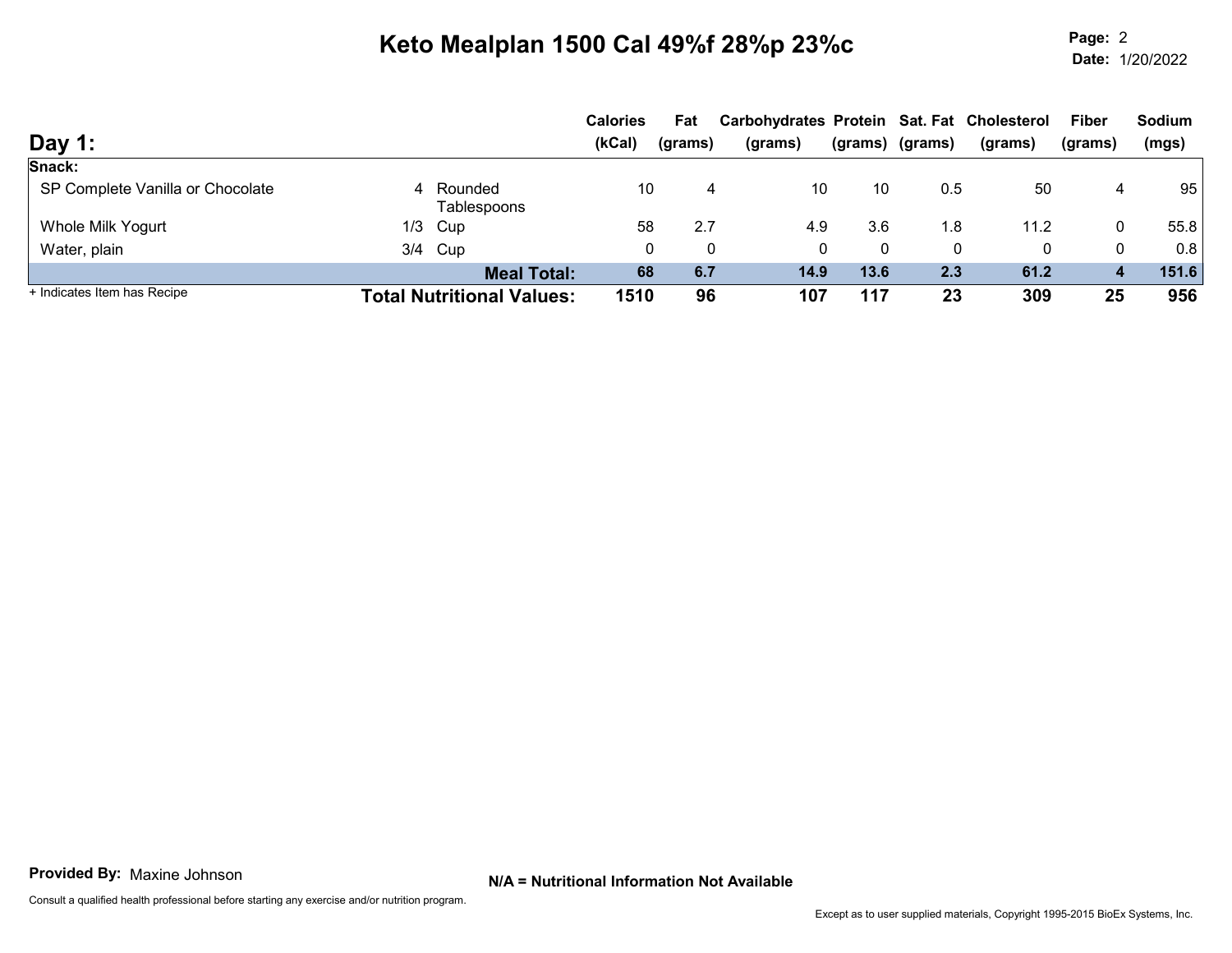# Keto Mealplan 1500 Cal 49%f 28%p 23%c

**Date:** 1/20/2022

## Day 1:

| | | | Calories (kCal) | Fat (grams) | Carbohydrates (grams) | Protein (grams) | Sat. Fat (grams) | Cholesterol (grams) | Fiber (grams) | Sodium (mgs) |
|---|---|---|---|---|---|---|---|---|---|---|
| **Snack:** | | | | | | | | | | |
| SP Complete Vanilla or Chocolate | 4 | Rounded Tablespoons | 10 | 4 | 10 | 10 | 0.5 | 50 | 4 | 95 |
| Whole Milk Yogurt | 1/3 | Cup | 58 | 2.7 | 4.9 | 3.6 | 1.8 | 11.2 | 0 | 55.8 |
| Water, plain | 3/4 | Cup | 0 | 0 | 0 | 0 | 0 | 0 | 0 | 0.8 |
| | | **Meal Total:** | **68** | **6.7** | **14.9** | **13.6** | **2.3** | **61.2** | **4** | **151.6** |
| + Indicates Item has Recipe | | **Total Nutritional Values:** | **1510** | **96** | **107** | **117** | **23** | **309** | **25** | **956** |

**Provided By:** Maxine Johnson

**N/A = Nutritional Information Not Available**

Consult a qualified health professional before starting any exercise and/or nutrition program.

Except as to user supplied materials, Copyright 1995-2015 BioEx Systems, Inc.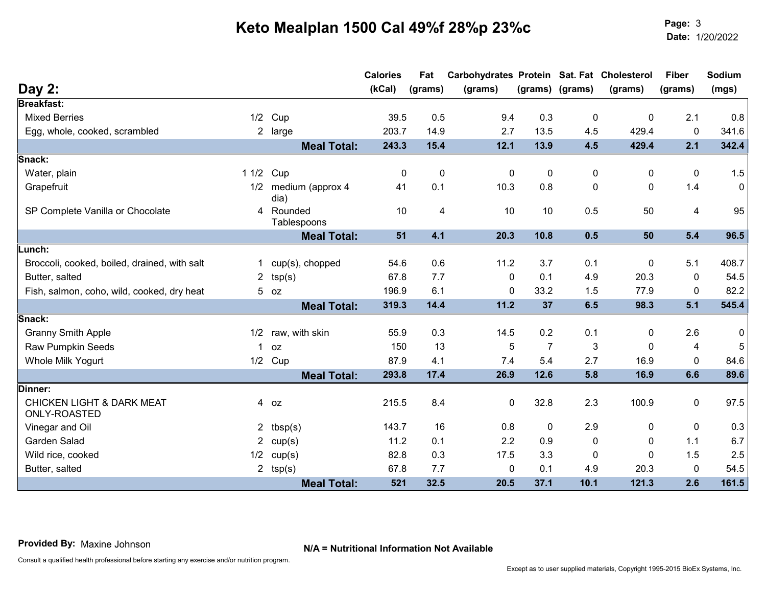# Keto Mealplan 1500 Cal 49%f 28%p 23%c

**Page:** 3
**Date:** 1/20/2022

## Day 2:

| | | | Calories (kCal) | Fat (grams) | Carbohydrates (grams) | Protein (grams) | Sat. Fat (grams) | Cholesterol (grams) | Fiber (grams) | Sodium (mgs) |
|---|---|---|---|---|---|---|---|---|---|---|
| **Breakfast:** | | | | | | | | | | |
| Mixed Berries | 1/2 | Cup | 39.5 | 0.5 | 9.4 | 0.3 | 0 | 0 | 2.1 | 0.8 |
| Egg, whole, cooked, scrambled | 2 | large | 203.7 | 14.9 | 2.7 | 13.5 | 4.5 | 429.4 | 0 | 341.6 |
| | | **Meal Total:** | **243.3** | **15.4** | **12.1** | **13.9** | **4.5** | **429.4** | **2.1** | **342.4** |
| **Snack:** | | | | | | | | | | |
| Water, plain | 1 1/2 | Cup | 0 | 0 | 0 | 0 | 0 | 0 | 0 | 1.5 |
| Grapefruit | 1/2 | medium (approx 4 dia) | 41 | 0.1 | 10.3 | 0.8 | 0 | 0 | 1.4 | 0 |
| SP Complete Vanilla or Chocolate | 4 | Rounded Tablespoons | 10 | 4 | 10 | 10 | 0.5 | 50 | 4 | 95 |
| | | **Meal Total:** | **51** | **4.1** | **20.3** | **10.8** | **0.5** | **50** | **5.4** | **96.5** |
| **Lunch:** | | | | | | | | | | |
| Broccoli, cooked, boiled, drained, with salt | 1 | cup(s), chopped | 54.6 | 0.6 | 11.2 | 3.7 | 0.1 | 0 | 5.1 | 408.7 |
| Butter, salted | 2 | tsp(s) | 67.8 | 7.7 | 0 | 0.1 | 4.9 | 20.3 | 0 | 54.5 |
| Fish, salmon, coho, wild, cooked, dry heat | 5 | oz | 196.9 | 6.1 | 0 | 33.2 | 1.5 | 77.9 | 0 | 82.2 |
| | | **Meal Total:** | **319.3** | **14.4** | **11.2** | **37** | **6.5** | **98.3** | **5.1** | **545.4** |
| **Snack:** | | | | | | | | | | |
| Granny Smith Apple | 1/2 | raw, with skin | 55.9 | 0.3 | 14.5 | 0.2 | 0.1 | 0 | 2.6 | 0 |
| Raw Pumpkin Seeds | 1 | oz | 150 | 13 | 5 | 7 | 3 | 0 | 4 | 5 |
| Whole Milk Yogurt | 1/2 | Cup | 87.9 | 4.1 | 7.4 | 5.4 | 2.7 | 16.9 | 0 | 84.6 |
| | | **Meal Total:** | **293.8** | **17.4** | **26.9** | **12.6** | **5.8** | **16.9** | **6.6** | **89.6** |
| **Dinner:** | | | | | | | | | | |
| CHICKEN LIGHT & DARK MEAT ONLY-ROASTED | 4 | oz | 215.5 | 8.4 | 0 | 32.8 | 2.3 | 100.9 | 0 | 97.5 |
| Vinegar and Oil | 2 | tbsp(s) | 143.7 | 16 | 0.8 | 0 | 2.9 | 0 | 0 | 0.3 |
| Garden Salad | 2 | cup(s) | 11.2 | 0.1 | 2.2 | 0.9 | 0 | 0 | 1.1 | 6.7 |
| Wild rice, cooked | 1/2 | cup(s) | 82.8 | 0.3 | 17.5 | 3.3 | 0 | 0 | 1.5 | 2.5 |
| Butter, salted | 2 | tsp(s) | 67.8 | 7.7 | 0 | 0.1 | 4.9 | 20.3 | 0 | 54.5 |
| | | **Meal Total:** | **521** | **32.5** | **20.5** | **37.1** | **10.1** | **121.3** | **2.6** | **161.5** |

**Provided By:** Maxine Johnson

**N/A = Nutritional Information Not Available**

Consult a qualified health professional before starting any exercise and/or nutrition program.

Except as to user supplied materials, Copyright 1995-2015 BioEx Systems, Inc.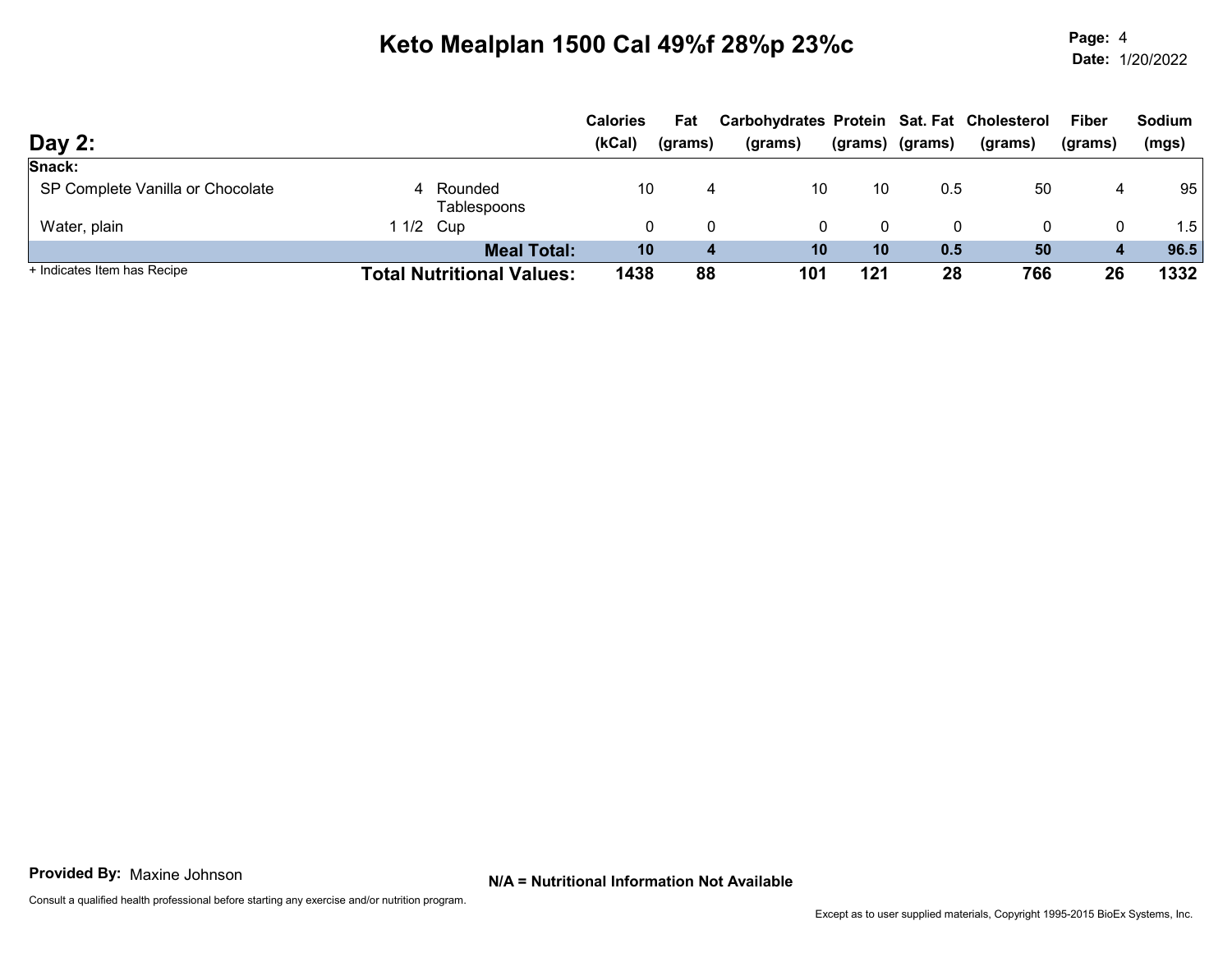# Keto Mealplan 1500 Cal 49%f 28%p 23%c

**Date:** 1/20/2022

## Day 2:

| | | | Calories (kCal) | Fat (grams) | Carbohydrates (grams) | Protein (grams) | Sat. Fat (grams) | Cholesterol (grams) | Fiber (grams) | Sodium (mgs) |
|---|---|---|---|---|---|---|---|---|---|---|
| **Snack:** | | | | | | | | | | |
| SP Complete Vanilla or Chocolate | 4 | Rounded Tablespoons | 10 | 4 | 10 | 10 | 0.5 | 50 | 4 | 95 |
| Water, plain | 1 1/2 | Cup | 0 | 0 | 0 | 0 | 0 | 0 | 0 | 1.5 |
| | | **Meal Total:** | **10** | **4** | **10** | **10** | **0.5** | **50** | **4** | **96.5** |
| | | **Total Nutritional Values:** | **1438** | **88** | **101** | **121** | **28** | **766** | **26** | **1332** |

+ Indicates Item has Recipe

**Provided By:** Maxine Johnson

**N/A = Nutritional Information Not Available**

Consult a qualified health professional before starting any exercise and/or nutrition program.

Except as to user supplied materials, Copyright 1995-2015 BioEx Systems, Inc.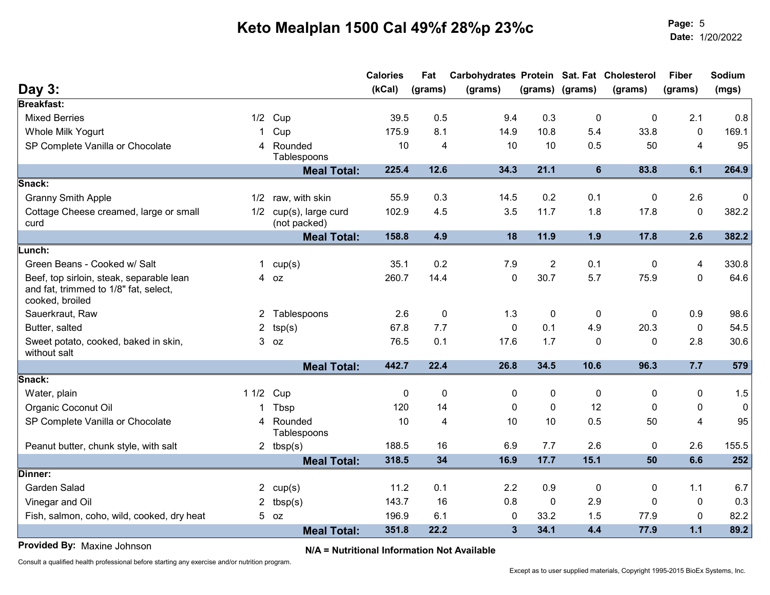# Keto Mealplan 1500 Cal 49%f 28%p 23%c

## Day 3:

| | | | Calories (kCal) | Fat (grams) | Carbohydrates (grams) | Protein (grams) | Sat. Fat (grams) | Cholesterol (grams) | Fiber (grams) | Sodium (mgs) |
|---|---|---|---|---|---|---|---|---|---|---|
| **Breakfast:** | | | | | | | | | | |
| Mixed Berries | 1/2 | Cup | 39.5 | 0.5 | 9.4 | 0.3 | 0 | 0 | 2.1 | 0.8 |
| Whole Milk Yogurt | 1 | Cup | 175.9 | 8.1 | 14.9 | 10.8 | 5.4 | 33.8 | 0 | 169.1 |
| SP Complete Vanilla or Chocolate | 4 | Rounded Tablespoons | 10 | 4 | 10 | 10 | 0.5 | 50 | 4 | 95 |
| | | **Meal Total:** | **225.4** | **12.6** | **34.3** | **21.1** | **6** | **83.8** | **6.1** | **264.9** |
| **Snack:** | | | | | | | | | | |
| Granny Smith Apple | 1/2 | raw, with skin | 55.9 | 0.3 | 14.5 | 0.2 | 0.1 | 0 | 2.6 | 0 |
| Cottage Cheese creamed, large or small curd | 1/2 | cup(s), large curd (not packed) | 102.9 | 4.5 | 3.5 | 11.7 | 1.8 | 17.8 | 0 | 382.2 |
| | | **Meal Total:** | **158.8** | **4.9** | **18** | **11.9** | **1.9** | **17.8** | **2.6** | **382.2** |
| **Lunch:** | | | | | | | | | | |
| Green Beans - Cooked w/ Salt | 1 | cup(s) | 35.1 | 0.2 | 7.9 | 2 | 0.1 | 0 | 4 | 330.8 |
| Beef, top sirloin, steak, separable lean and fat, trimmed to 1/8" fat, select, cooked, broiled | 4 | oz | 260.7 | 14.4 | 0 | 30.7 | 5.7 | 75.9 | 0 | 64.6 |
| Sauerkraut, Raw | 2 | Tablespoons | 2.6 | 0 | 1.3 | 0 | 0 | 0 | 0.9 | 98.6 |
| Butter, salted | 2 | tsp(s) | 67.8 | 7.7 | 0 | 0.1 | 4.9 | 20.3 | 0 | 54.5 |
| Sweet potato, cooked, baked in skin, without salt | 3 | oz | 76.5 | 0.1 | 17.6 | 1.7 | 0 | 0 | 2.8 | 30.6 |
| | | **Meal Total:** | **442.7** | **22.4** | **26.8** | **34.5** | **10.6** | **96.3** | **7.7** | **579** |
| **Snack:** | | | | | | | | | | |
| Water, plain | 1 1/2 | Cup | 0 | 0 | 0 | 0 | 0 | 0 | 0 | 1.5 |
| Organic Coconut Oil | 1 | Tbsp | 120 | 14 | 0 | 0 | 12 | 0 | 0 | 0 |
| SP Complete Vanilla or Chocolate | 4 | Rounded Tablespoons | 10 | 4 | 10 | 10 | 0.5 | 50 | 4 | 95 |
| Peanut butter, chunk style, with salt | 2 | tbsp(s) | 188.5 | 16 | 6.9 | 7.7 | 2.6 | 0 | 2.6 | 155.5 |
| | | **Meal Total:** | **318.5** | **34** | **16.9** | **17.7** | **15.1** | **50** | **6.6** | **252** |
| **Dinner:** | | | | | | | | | | |
| Garden Salad | 2 | cup(s) | 11.2 | 0.1 | 2.2 | 0.9 | 0 | 0 | 1.1 | 6.7 |
| Vinegar and Oil | 2 | tbsp(s) | 143.7 | 16 | 0.8 | 0 | 2.9 | 0 | 0 | 0.3 |
| Fish, salmon, coho, wild, cooked, dry heat | 5 | oz | 196.9 | 6.1 | 0 | 33.2 | 1.5 | 77.9 | 0 | 82.2 |
| | | **Meal Total:** | **351.8** | **22.2** | **3** | **34.1** | **4.4** | **77.9** | **1.1** | **89.2** |

**Provided By:** Maxine Johnson

**N/A = Nutritional Information Not Available**

Consult a qualified health professional before starting any exercise and/or nutrition program.

Except as to user supplied materials, Copyright 1995-2015 BioEx Systems, Inc.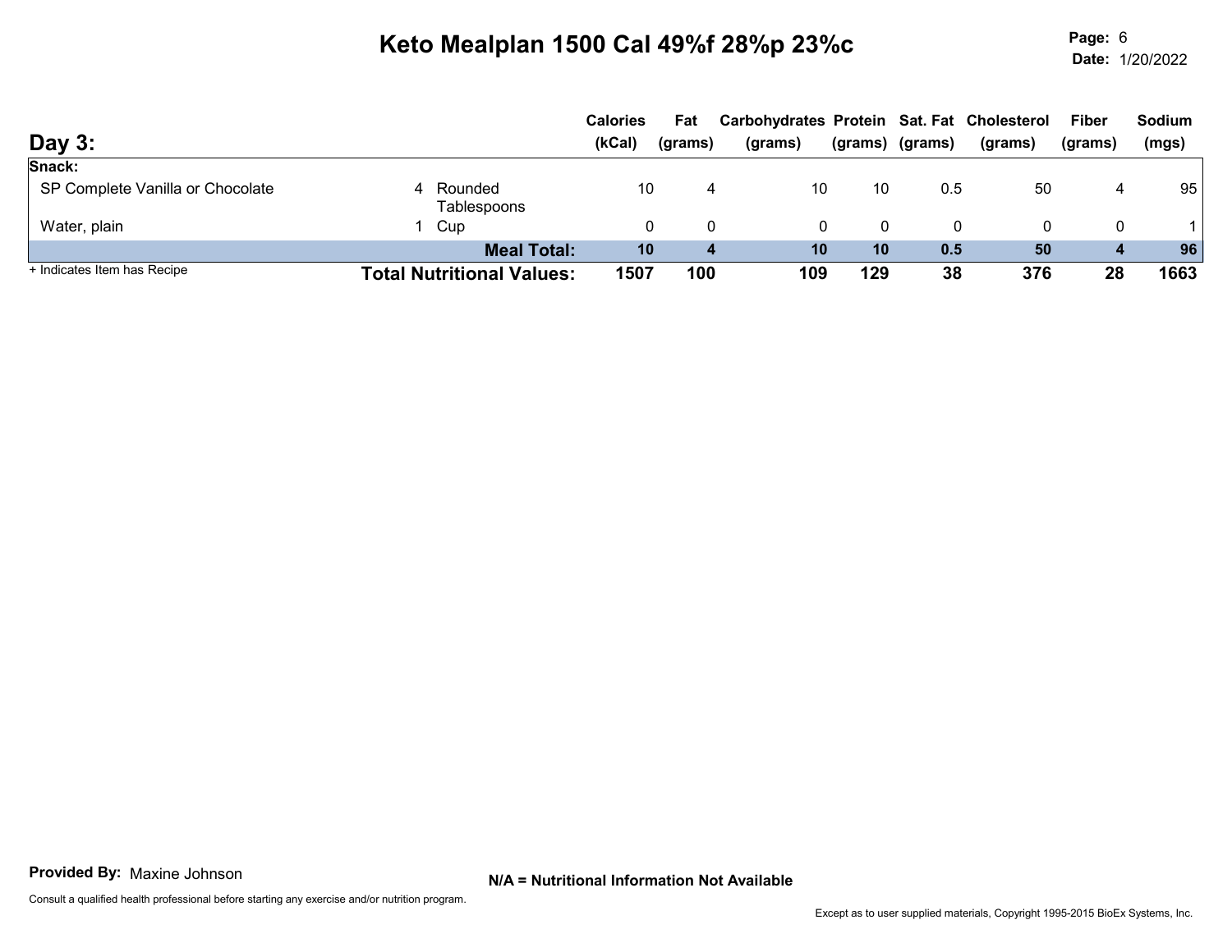# Keto Mealplan 1500 Cal 49%f 28%p 23%c

**Page:** 6
**Date:** 1/20/2022

## Day 3:

| | | | Calories (kCal) | Fat (grams) | Carbohydrates (grams) | Protein (grams) | Sat. Fat (grams) | Cholesterol (grams) | Fiber (grams) | Sodium (mgs) |
|---|---|---|---|---|---|---|---|---|---|---|
| **Snack:** | | | | | | | | | | |
| SP Complete Vanilla or Chocolate | 4 | Rounded Tablespoons | 10 | 4 | 10 | 10 | 0.5 | 50 | 4 | 95 |
| Water, plain | 1 | Cup | 0 | 0 | 0 | 0 | 0 | 0 | 0 | 1 |
| | | **Meal Total:** | **10** | **4** | **10** | **10** | **0.5** | **50** | **4** | **96** |
| | | **Total Nutritional Values:** | **1507** | **100** | **109** | **129** | **38** | **376** | **28** | **1663** |

+ Indicates Item has Recipe

**Provided By:** Maxine Johnson

**N/A = Nutritional Information Not Available**

Consult a qualified health professional before starting any exercise and/or nutrition program.

Except as to user supplied materials, Copyright 1995-2015 BioEx Systems, Inc.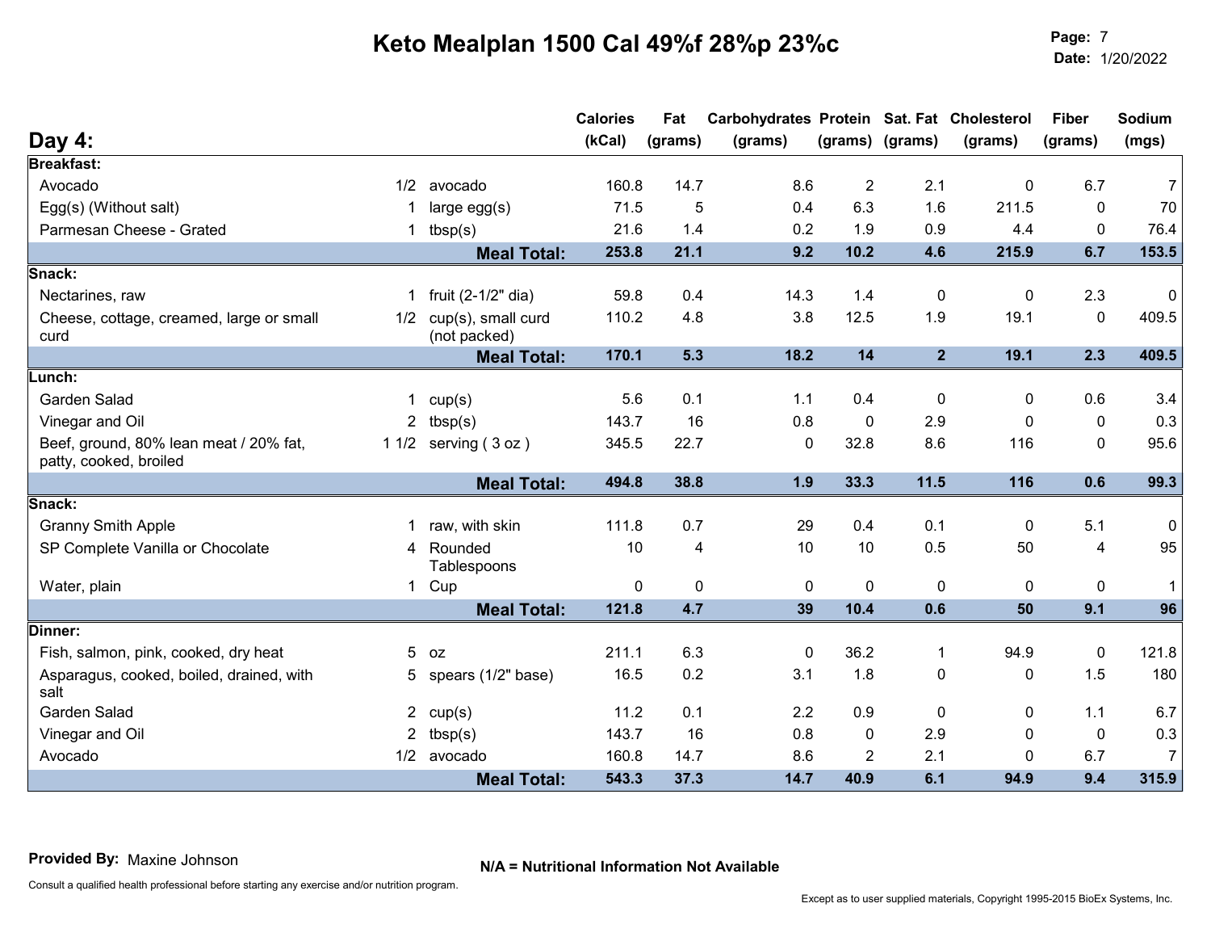# Keto Mealplan 1500 Cal 49%f 28%p 23%c

**Page:** 7
**Date:** 1/20/2022

## Day 4:

| | | | Calories (kCal) | Fat (grams) | Carbohydrates (grams) | Protein (grams) | Sat. Fat (grams) | Cholesterol (grams) | Fiber (grams) | Sodium (mgs) |
|---|---|---|---|---|---|---|---|---|---|---|
| **Breakfast:** | | | | | | | | | | |
| Avocado | 1/2 | avocado | 160.8 | 14.7 | 8.6 | 2 | 2.1 | 0 | 6.7 | 7 |
| Egg(s) (Without salt) | 1 | large egg(s) | 71.5 | 5 | 0.4 | 6.3 | 1.6 | 211.5 | 0 | 70 |
| Parmesan Cheese - Grated | 1 | tbsp(s) | 21.6 | 1.4 | 0.2 | 1.9 | 0.9 | 4.4 | 0 | 76.4 |
| | | **Meal Total:** | **253.8** | **21.1** | **9.2** | **10.2** | **4.6** | **215.9** | **6.7** | **153.5** |
| **Snack:** | | | | | | | | | | |
| Nectarines, raw | 1 | fruit (2-1/2" dia) | 59.8 | 0.4 | 14.3 | 1.4 | 0 | 0 | 2.3 | 0 |
| Cheese, cottage, creamed, large or small curd | 1/2 | cup(s), small curd (not packed) | 110.2 | 4.8 | 3.8 | 12.5 | 1.9 | 19.1 | 0 | 409.5 |
| | | **Meal Total:** | **170.1** | **5.3** | **18.2** | **14** | **2** | **19.1** | **2.3** | **409.5** |
| **Lunch:** | | | | | | | | | | |
| Garden Salad | 1 | cup(s) | 5.6 | 0.1 | 1.1 | 0.4 | 0 | 0 | 0.6 | 3.4 |
| Vinegar and Oil | 2 | tbsp(s) | 143.7 | 16 | 0.8 | 0 | 2.9 | 0 | 0 | 0.3 |
| Beef, ground, 80% lean meat / 20% fat, patty, cooked, broiled | 1 1/2 | serving ( 3 oz ) | 345.5 | 22.7 | 0 | 32.8 | 8.6 | 116 | 0 | 95.6 |
| | | **Meal Total:** | **494.8** | **38.8** | **1.9** | **33.3** | **11.5** | **116** | **0.6** | **99.3** |
| **Snack:** | | | | | | | | | | |
| Granny Smith Apple | 1 | raw, with skin | 111.8 | 0.7 | 29 | 0.4 | 0.1 | 0 | 5.1 | 0 |
| SP Complete Vanilla or Chocolate | 4 | Rounded Tablespoons | 10 | 4 | 10 | 10 | 0.5 | 50 | 4 | 95 |
| Water, plain | 1 | Cup | 0 | 0 | 0 | 0 | 0 | 0 | 0 | 1 |
| | | **Meal Total:** | **121.8** | **4.7** | **39** | **10.4** | **0.6** | **50** | **9.1** | **96** |
| **Dinner:** | | | | | | | | | | |
| Fish, salmon, pink, cooked, dry heat | 5 | oz | 211.1 | 6.3 | 0 | 36.2 | 1 | 94.9 | 0 | 121.8 |
| Asparagus, cooked, boiled, drained, with salt | 5 | spears (1/2" base) | 16.5 | 0.2 | 3.1 | 1.8 | 0 | 0 | 1.5 | 180 |
| Garden Salad | 2 | cup(s) | 11.2 | 0.1 | 2.2 | 0.9 | 0 | 0 | 1.1 | 6.7 |
| Vinegar and Oil | 2 | tbsp(s) | 143.7 | 16 | 0.8 | 0 | 2.9 | 0 | 0 | 0.3 |
| Avocado | 1/2 | avocado | 160.8 | 14.7 | 8.6 | 2 | 2.1 | 0 | 6.7 | 7 |
| | | **Meal Total:** | **543.3** | **37.3** | **14.7** | **40.9** | **6.1** | **94.9** | **9.4** | **315.9** |

**Provided By:** Maxine Johnson

**N/A = Nutritional Information Not Available**

Consult a qualified health professional before starting any exercise and/or nutrition program.

Except as to user supplied materials, Copyright 1995-2015 BioEx Systems, Inc.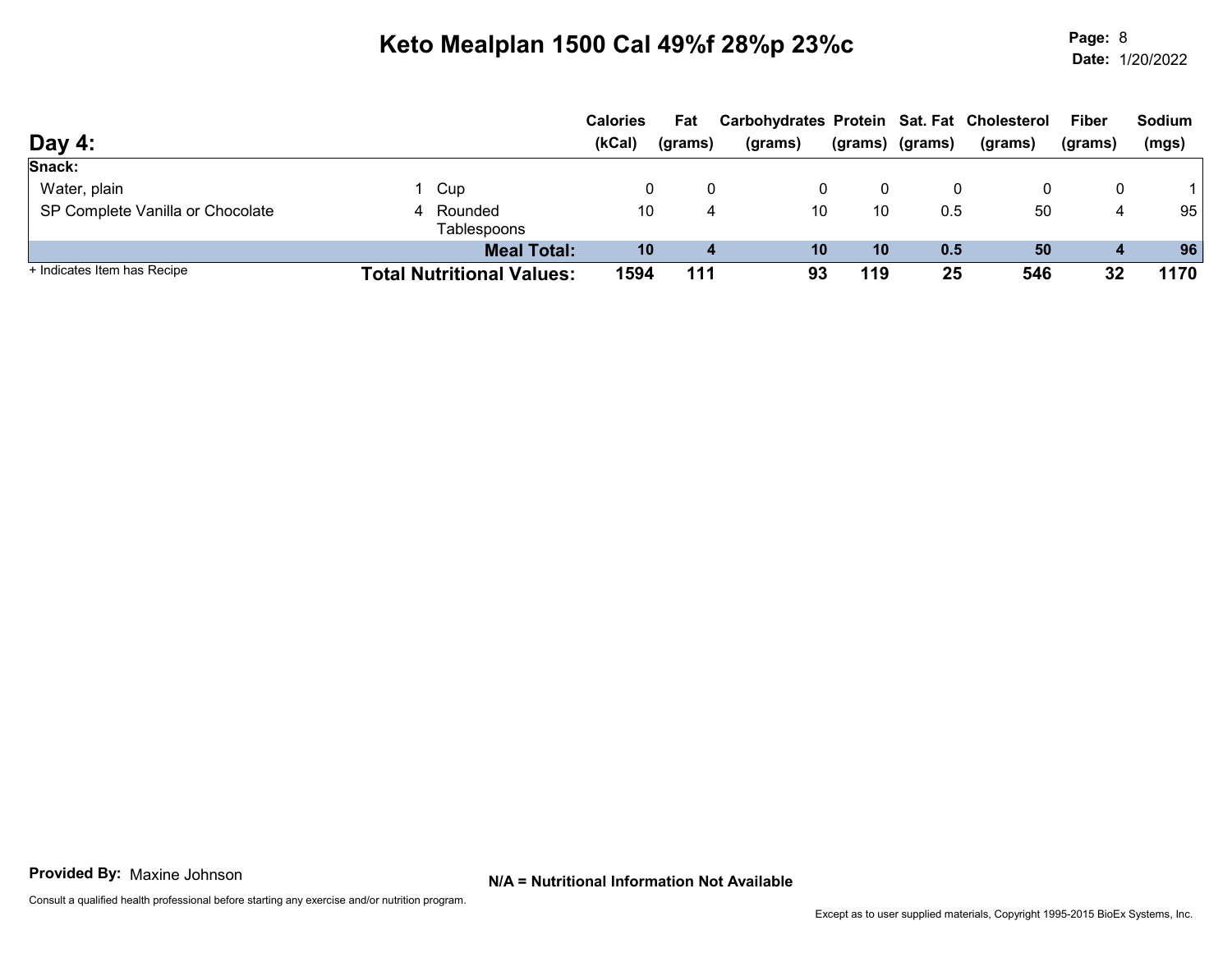# Keto Mealplan 1500 Cal 49%f 28%p 23%c

**Page:** 8
**Date:** 1/20/2022

## Day 4:

| | | | Calories (kCal) | Fat (grams) | Carbohydrates (grams) | Protein (grams) | Sat. Fat (grams) | Cholesterol (grams) | Fiber (grams) | Sodium (mgs) |
|---|---|---|---|---|---|---|---|---|---|---|
| **Snack:** | | | | | | | | | | |
| Water, plain | 1 | Cup | 0 | 0 | 0 | 0 | 0 | 0 | 0 | 1 |
| SP Complete Vanilla or Chocolate | 4 | Rounded Tablespoons | 10 | 4 | 10 | 10 | 0.5 | 50 | 4 | 95 |
| | | **Meal Total:** | **10** | **4** | **10** | **10** | **0.5** | **50** | **4** | **96** |
| + Indicates Item has Recipe | | **Total Nutritional Values:** | **1594** | **111** | **93** | **119** | **25** | **546** | **32** | **1170** |

**Provided By:** Maxine Johnson

**N/A = Nutritional Information Not Available**

Consult a qualified health professional before starting any exercise and/or nutrition program.

Except as to user supplied materials, Copyright 1995-2015 BioEx Systems, Inc.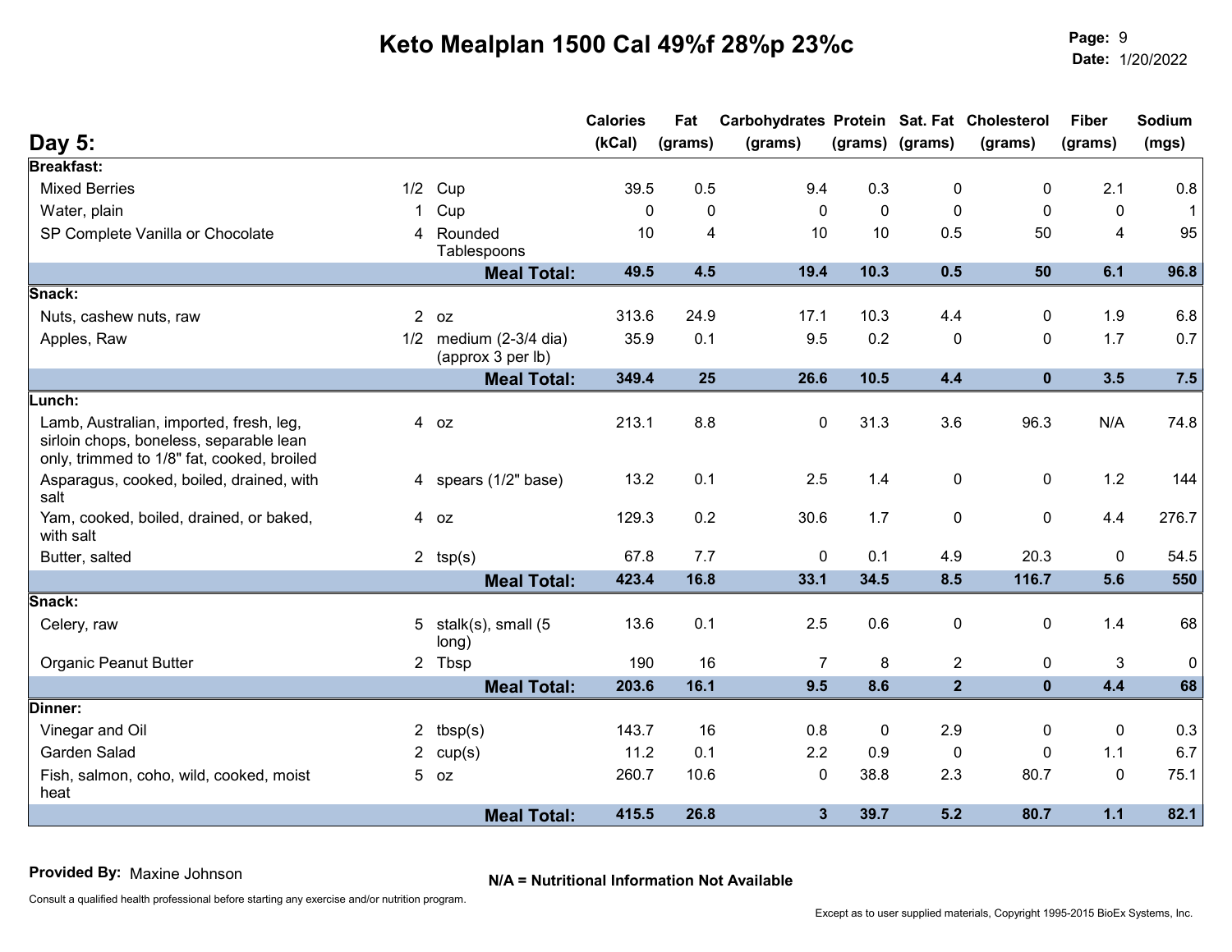# Keto Mealplan 1500 Cal 49%f 28%p 23%c

## Day 5:

| | | | Calories (kCal) | Fat (grams) | Carbohydrates (grams) | Protein (grams) | Sat. Fat (grams) | Cholesterol (grams) | Fiber (grams) | Sodium (mgs) |
|---|---|---|---|---|---|---|---|---|---|---|
| **Breakfast:** | | | | | | | | | | |
| Mixed Berries | 1/2 | Cup | 39.5 | 0.5 | 9.4 | 0.3 | 0 | 0 | 2.1 | 0.8 |
| Water, plain | 1 | Cup | 0 | 0 | 0 | 0 | 0 | 0 | 0 | 1 |
| SP Complete Vanilla or Chocolate | 4 | Rounded Tablespoons | 10 | 4 | 10 | 10 | 0.5 | 50 | 4 | 95 |
| | | **Meal Total:** | **49.5** | **4.5** | **19.4** | **10.3** | **0.5** | **50** | **6.1** | **96.8** |
| **Snack:** | | | | | | | | | | |
| Nuts, cashew nuts, raw | 2 | oz | 313.6 | 24.9 | 17.1 | 10.3 | 4.4 | 0 | 1.9 | 6.8 |
| Apples, Raw | 1/2 | medium (2-3/4 dia) (approx 3 per lb) | 35.9 | 0.1 | 9.5 | 0.2 | 0 | 0 | 1.7 | 0.7 |
| | | **Meal Total:** | **349.4** | **25** | **26.6** | **10.5** | **4.4** | **0** | **3.5** | **7.5** |
| **Lunch:** | | | | | | | | | | |
| Lamb, Australian, imported, fresh, leg, sirloin chops, boneless, separable lean only, trimmed to 1/8" fat, cooked, broiled | 4 | oz | 213.1 | 8.8 | 0 | 31.3 | 3.6 | 96.3 | N/A | 74.8 |
| Asparagus, cooked, boiled, drained, with salt | 4 | spears (1/2" base) | 13.2 | 0.1 | 2.5 | 1.4 | 0 | 0 | 1.2 | 144 |
| Yam, cooked, boiled, drained, or baked, with salt | 4 | oz | 129.3 | 0.2 | 30.6 | 1.7 | 0 | 0 | 4.4 | 276.7 |
| Butter, salted | 2 | tsp(s) | 67.8 | 7.7 | 0 | 0.1 | 4.9 | 20.3 | 0 | 54.5 |
| | | **Meal Total:** | **423.4** | **16.8** | **33.1** | **34.5** | **8.5** | **116.7** | **5.6** | **550** |
| **Snack:** | | | | | | | | | | |
| Celery, raw | 5 | stalk(s), small (5 long) | 13.6 | 0.1 | 2.5 | 0.6 | 0 | 0 | 1.4 | 68 |
| Organic Peanut Butter | 2 | Tbsp | 190 | 16 | 7 | 8 | 2 | 0 | 3 | 0 |
| | | **Meal Total:** | **203.6** | **16.1** | **9.5** | **8.6** | **2** | **0** | **4.4** | **68** |
| **Dinner:** | | | | | | | | | | |
| Vinegar and Oil | 2 | tbsp(s) | 143.7 | 16 | 0.8 | 0 | 2.9 | 0 | 0 | 0.3 |
| Garden Salad | 2 | cup(s) | 11.2 | 0.1 | 2.2 | 0.9 | 0 | 0 | 1.1 | 6.7 |
| Fish, salmon, coho, wild, cooked, moist heat | 5 | oz | 260.7 | 10.6 | 0 | 38.8 | 2.3 | 80.7 | 0 | 75.1 |
| | | **Meal Total:** | **415.5** | **26.8** | **3** | **39.7** | **5.2** | **80.7** | **1.1** | **82.1** |

**Provided By:** Maxine Johnson

**N/A = Nutritional Information Not Available**

Consult a qualified health professional before starting any exercise and/or nutrition program.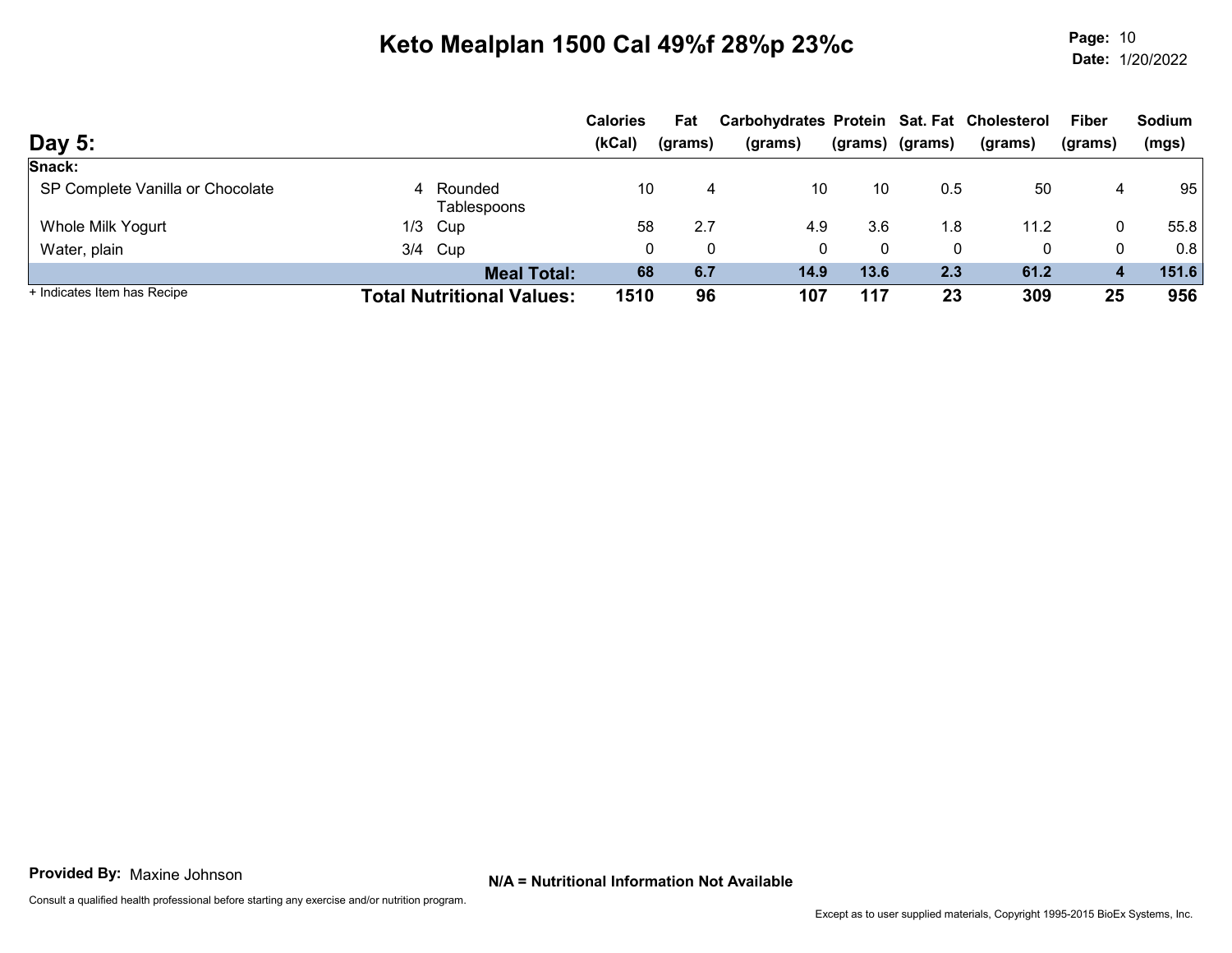# Keto Mealplan 1500 Cal 49%f 28%p 23%c

**Date:** 1/20/2022

## Day 5:

| | | | Calories (kCal) | Fat (grams) | Carbohydrates (grams) | Protein (grams) | Sat. Fat (grams) | Cholesterol (grams) | Fiber (grams) | Sodium (mgs) |
|---|---|---|---|---|---|---|---|---|---|---|
| **Snack:** | | | | | | | | | | |
| SP Complete Vanilla or Chocolate | 4 | Rounded Tablespoons | 10 | 4 | 10 | 10 | 0.5 | 50 | 4 | 95 |
| Whole Milk Yogurt | 1/3 | Cup | 58 | 2.7 | 4.9 | 3.6 | 1.8 | 11.2 | 0 | 55.8 |
| Water, plain | 3/4 | Cup | 0 | 0 | 0 | 0 | 0 | 0 | 0 | 0.8 |
| | | **Meal Total:** | **68** | **6.7** | **14.9** | **13.6** | **2.3** | **61.2** | **4** | **151.6** |
| + Indicates Item has Recipe | | **Total Nutritional Values:** | **1510** | **96** | **107** | **117** | **23** | **309** | **25** | **956** |

**Provided By:** Maxine Johnson

**N/A = Nutritional Information Not Available**

Consult a qualified health professional before starting any exercise and/or nutrition program.

Except as to user supplied materials, Copyright 1995-2015 BioEx Systems, Inc.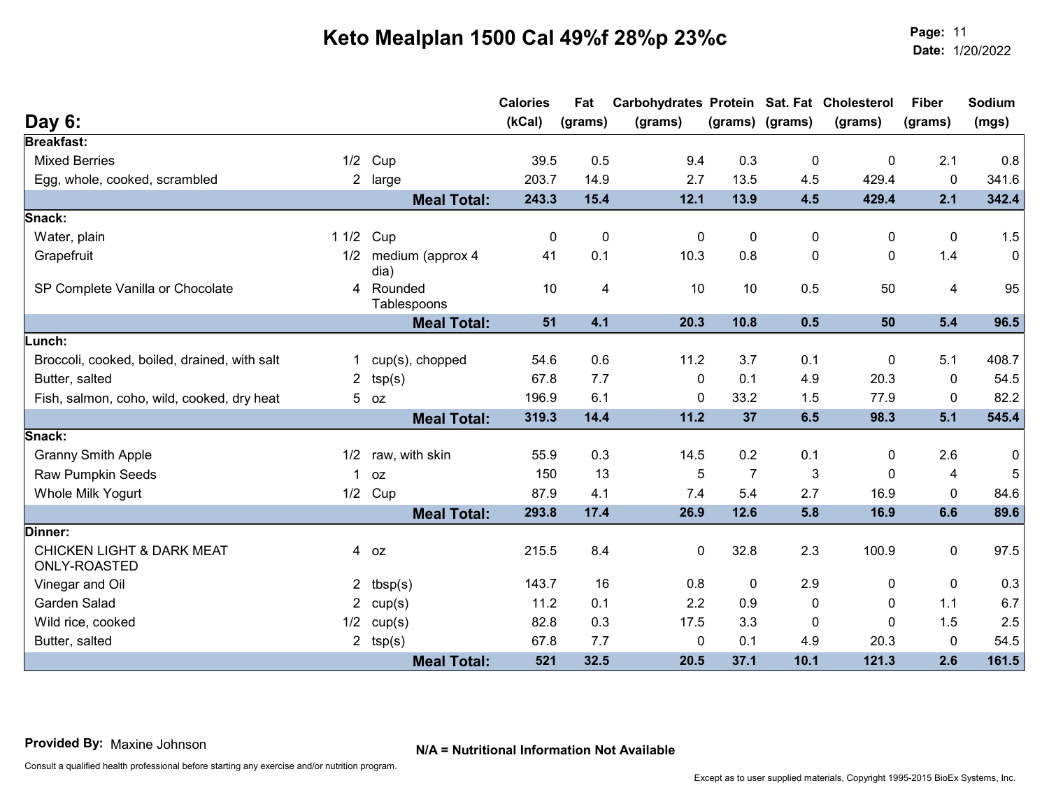# Keto Mealplan 1500 Cal 49%f 28%p 23%c

**Page:** 11
**Date:** 1/20/2022

## Day 6:

| | Qty | Unit | Calories (kCal) | Fat (grams) | Carbohydrates (grams) | Protein (grams) | Sat. Fat (grams) | Cholesterol (grams) | Fiber (grams) | Sodium (mgs) |
|---|---|---|---|---|---|---|---|---|---|---|
| **Breakfast:** | | | | | | | | | | |
| Mixed Berries | 1/2 | Cup | 39.5 | 0.5 | 9.4 | 0.3 | 0 | 0 | 2.1 | 0.8 |
| Egg, whole, cooked, scrambled | 2 | large | 203.7 | 14.9 | 2.7 | 13.5 | 4.5 | 429.4 | 0 | 341.6 |
| | | **Meal Total:** | **243.3** | **15.4** | **12.1** | **13.9** | **4.5** | **429.4** | **2.1** | **342.4** |
| **Snack:** | | | | | | | | | | |
| Water, plain | 1 1/2 | Cup | 0 | 0 | 0 | 0 | 0 | 0 | 0 | 1.5 |
| Grapefruit | 1/2 | medium (approx 4 dia) | 41 | 0.1 | 10.3 | 0.8 | 0 | 0 | 1.4 | 0 |
| SP Complete Vanilla or Chocolate | 4 | Rounded Tablespoons | 10 | 4 | 10 | 10 | 0.5 | 50 | 4 | 95 |
| | | **Meal Total:** | **51** | **4.1** | **20.3** | **10.8** | **0.5** | **50** | **5.4** | **96.5** |
| **Lunch:** | | | | | | | | | | |
| Broccoli, cooked, boiled, drained, with salt | 1 | cup(s), chopped | 54.6 | 0.6 | 11.2 | 3.7 | 0.1 | 0 | 5.1 | 408.7 |
| Butter, salted | 2 | tsp(s) | 67.8 | 7.7 | 0 | 0.1 | 4.9 | 20.3 | 0 | 54.5 |
| Fish, salmon, coho, wild, cooked, dry heat | 5 | oz | 196.9 | 6.1 | 0 | 33.2 | 1.5 | 77.9 | 0 | 82.2 |
| | | **Meal Total:** | **319.3** | **14.4** | **11.2** | **37** | **6.5** | **98.3** | **5.1** | **545.4** |
| **Snack:** | | | | | | | | | | |
| Granny Smith Apple | 1/2 | raw, with skin | 55.9 | 0.3 | 14.5 | 0.2 | 0.1 | 0 | 2.6 | 0 |
| Raw Pumpkin Seeds | 1 | oz | 150 | 13 | 5 | 7 | 3 | 0 | 4 | 5 |
| Whole Milk Yogurt | 1/2 | Cup | 87.9 | 4.1 | 7.4 | 5.4 | 2.7 | 16.9 | 0 | 84.6 |
| | | **Meal Total:** | **293.8** | **17.4** | **26.9** | **12.6** | **5.8** | **16.9** | **6.6** | **89.6** |
| **Dinner:** | | | | | | | | | | |
| CHICKEN LIGHT & DARK MEAT ONLY-ROASTED | 4 | oz | 215.5 | 8.4 | 0 | 32.8 | 2.3 | 100.9 | 0 | 97.5 |
| Vinegar and Oil | 2 | tbsp(s) | 143.7 | 16 | 0.8 | 0 | 2.9 | 0 | 0 | 0.3 |
| Garden Salad | 2 | cup(s) | 11.2 | 0.1 | 2.2 | 0.9 | 0 | 0 | 1.1 | 6.7 |
| Wild rice, cooked | 1/2 | cup(s) | 82.8 | 0.3 | 17.5 | 3.3 | 0 | 0 | 1.5 | 2.5 |
| Butter, salted | 2 | tsp(s) | 67.8 | 7.7 | 0 | 0.1 | 4.9 | 20.3 | 0 | 54.5 |
| | | **Meal Total:** | **521** | **32.5** | **20.5** | **37.1** | **10.1** | **121.3** | **2.6** | **161.5** |

**Provided By:** Maxine Johnson

**N/A = Nutritional Information Not Available**

Consult a qualified health professional before starting any exercise and/or nutrition program.

Except as to user supplied materials, Copyright 1995-2015 BioEx Systems, Inc.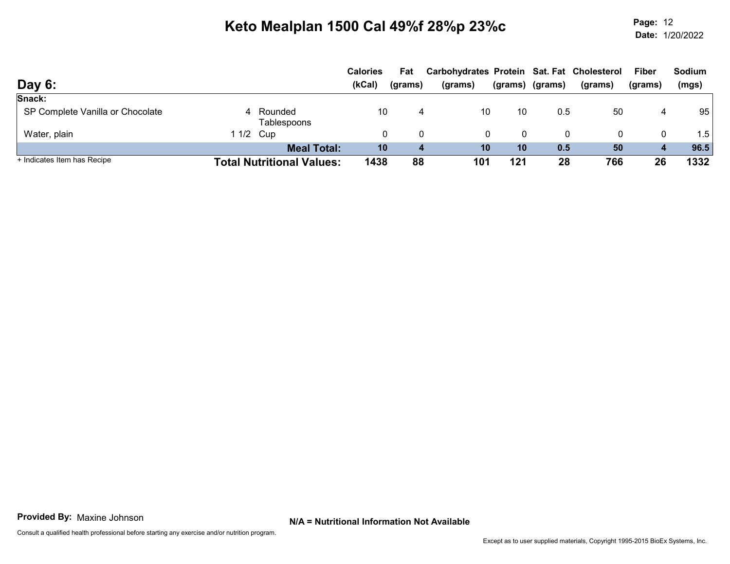# Keto Mealplan 1500 Cal 49%f 28%p 23%c

**Page:** 12
**Date:** 1/20/2022

## Day 6:

| | | | Calories (kCal) | Fat (grams) | Carbohydrates (grams) | Protein (grams) | Sat. Fat (grams) | Cholesterol (grams) | Fiber (grams) | Sodium (mgs) |
|---|---|---|---|---|---|---|---|---|---|---|
| **Snack:** | | | | | | | | | | |
| SP Complete Vanilla or Chocolate | 4 | Rounded Tablespoons | 10 | 4 | 10 | 10 | 0.5 | 50 | 4 | 95 |
| Water, plain | 1 1/2 | Cup | 0 | 0 | 0 | 0 | 0 | 0 | 0 | 1.5 |
| | | **Meal Total:** | **10** | **4** | **10** | **10** | **0.5** | **50** | **4** | **96.5** |
| | | **Total Nutritional Values:** | **1438** | **88** | **101** | **121** | **28** | **766** | **26** | **1332** |

+ Indicates Item has Recipe

**Provided By:** Maxine Johnson

**N/A = Nutritional Information Not Available**

Consult a qualified health professional before starting any exercise and/or nutrition program.

Except as to user supplied materials, Copyright 1995-2015 BioEx Systems, Inc.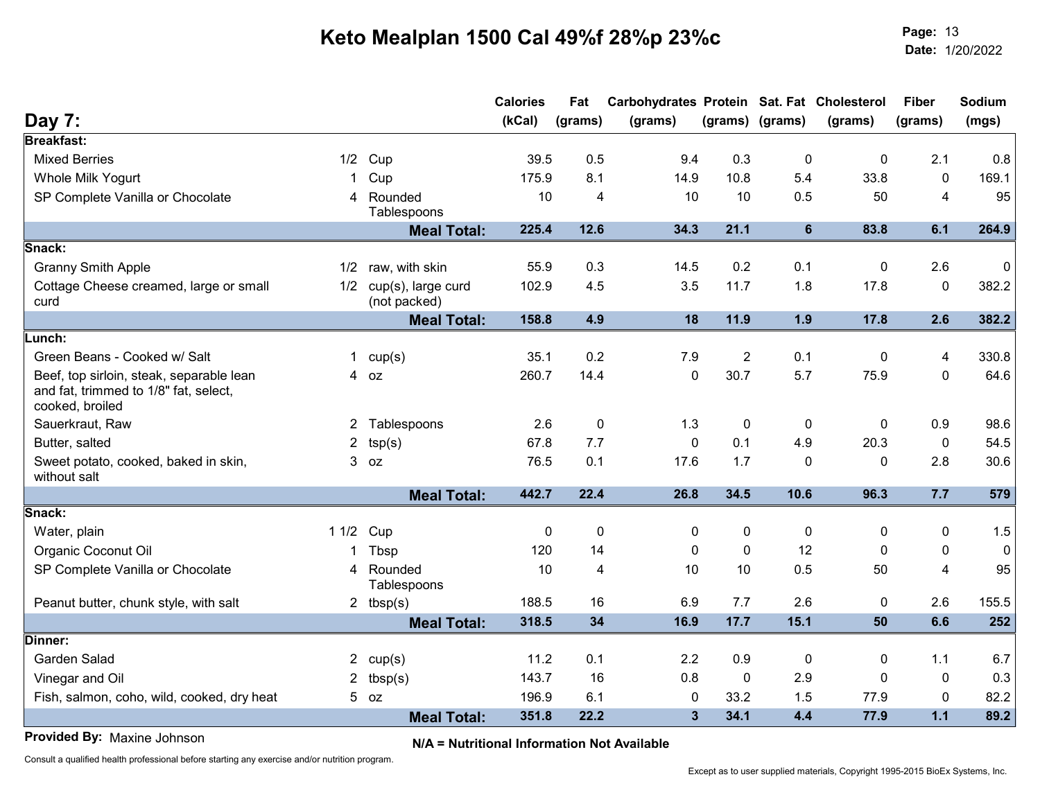# Keto Mealplan 1500 Cal 49%f 28%p 23%c

**Page:** 13
**Date:** 1/20/2022

## Day 7:

| | Qty | Unit | Calories (kCal) | Fat (grams) | Carbohydrates (grams) | Protein (grams) | Sat. Fat (grams) | Cholesterol (grams) | Fiber (grams) | Sodium (mgs) |
|---|---|---|---|---|---|---|---|---|---|---|
| **Breakfast:** | | | | | | | | | | |
| Mixed Berries | 1/2 | Cup | 39.5 | 0.5 | 9.4 | 0.3 | 0 | 0 | 2.1 | 0.8 |
| Whole Milk Yogurt | 1 | Cup | 175.9 | 8.1 | 14.9 | 10.8 | 5.4 | 33.8 | 0 | 169.1 |
| SP Complete Vanilla or Chocolate | 4 | Rounded Tablespoons | 10 | 4 | 10 | 10 | 0.5 | 50 | 4 | 95 |
| | | **Meal Total:** | **225.4** | **12.6** | **34.3** | **21.1** | **6** | **83.8** | **6.1** | **264.9** |
| **Snack:** | | | | | | | | | | |
| Granny Smith Apple | 1/2 | raw, with skin | 55.9 | 0.3 | 14.5 | 0.2 | 0.1 | 0 | 2.6 | 0 |
| Cottage Cheese creamed, large or small curd | 1/2 | cup(s), large curd (not packed) | 102.9 | 4.5 | 3.5 | 11.7 | 1.8 | 17.8 | 0 | 382.2 |
| | | **Meal Total:** | **158.8** | **4.9** | **18** | **11.9** | **1.9** | **17.8** | **2.6** | **382.2** |
| **Lunch:** | | | | | | | | | | |
| Green Beans - Cooked w/ Salt | 1 | cup(s) | 35.1 | 0.2 | 7.9 | 2 | 0.1 | 0 | 4 | 330.8 |
| Beef, top sirloin, steak, separable lean and fat, trimmed to 1/8" fat, select, cooked, broiled | 4 | oz | 260.7 | 14.4 | 0 | 30.7 | 5.7 | 75.9 | 0 | 64.6 |
| Sauerkraut, Raw | 2 | Tablespoons | 2.6 | 0 | 1.3 | 0 | 0 | 0 | 0.9 | 98.6 |
| Butter, salted | 2 | tsp(s) | 67.8 | 7.7 | 0 | 0.1 | 4.9 | 20.3 | 0 | 54.5 |
| Sweet potato, cooked, baked in skin, without salt | 3 | oz | 76.5 | 0.1 | 17.6 | 1.7 | 0 | 0 | 2.8 | 30.6 |
| | | **Meal Total:** | **442.7** | **22.4** | **26.8** | **34.5** | **10.6** | **96.3** | **7.7** | **579** |
| **Snack:** | | | | | | | | | | |
| Water, plain | 1 1/2 | Cup | 0 | 0 | 0 | 0 | 0 | 0 | 0 | 1.5 |
| Organic Coconut Oil | 1 | Tbsp | 120 | 14 | 0 | 0 | 12 | 0 | 0 | 0 |
| SP Complete Vanilla or Chocolate | 4 | Rounded Tablespoons | 10 | 4 | 10 | 10 | 0.5 | 50 | 4 | 95 |
| Peanut butter, chunk style, with salt | 2 | tbsp(s) | 188.5 | 16 | 6.9 | 7.7 | 2.6 | 0 | 2.6 | 155.5 |
| | | **Meal Total:** | **318.5** | **34** | **16.9** | **17.7** | **15.1** | **50** | **6.6** | **252** |
| **Dinner:** | | | | | | | | | | |
| Garden Salad | 2 | cup(s) | 11.2 | 0.1 | 2.2 | 0.9 | 0 | 0 | 1.1 | 6.7 |
| Vinegar and Oil | 2 | tbsp(s) | 143.7 | 16 | 0.8 | 0 | 2.9 | 0 | 0 | 0.3 |
| Fish, salmon, coho, wild, cooked, dry heat | 5 | oz | 196.9 | 6.1 | 0 | 33.2 | 1.5 | 77.9 | 0 | 82.2 |
| | | **Meal Total:** | **351.8** | **22.2** | **3** | **34.1** | **4.4** | **77.9** | **1.1** | **89.2** |

**Provided By:** Maxine Johnson

**N/A = Nutritional Information Not Available**

Consult a qualified health professional before starting any exercise and/or nutrition program.

Except as to user supplied materials, Copyright 1995-2015 BioEx Systems, Inc.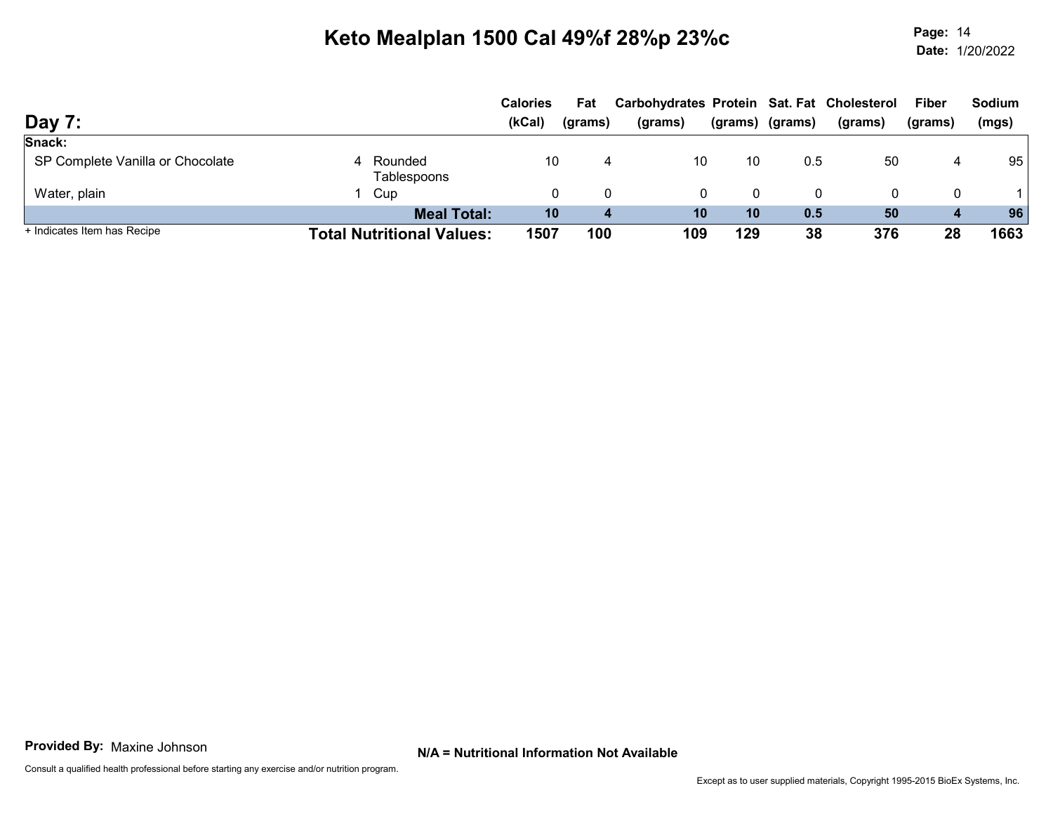# Keto Mealplan 1500 Cal 49%f 28%p 23%c

## Day 7:

| | | | Calories (kCal) | Fat (grams) | Carbohydrates (grams) | Protein (grams) | Sat. Fat (grams) | Cholesterol (grams) | Fiber (grams) | Sodium (mgs) |
|---|---|---|---|---|---|---|---|---|---|---|
| **Snack:** | | | | | | | | | | |
| SP Complete Vanilla or Chocolate | 4 | Rounded Tablespoons | 10 | 4 | 10 | 10 | 0.5 | 50 | 4 | 95 |
| Water, plain | 1 | Cup | 0 | 0 | 0 | 0 | 0 | 0 | 0 | 1 |
| | | **Meal Total:** | **10** | **4** | **10** | **10** | **0.5** | **50** | **4** | **96** |
| + Indicates Item has Recipe | | **Total Nutritional Values:** | **1507** | **100** | **109** | **129** | **38** | **376** | **28** | **1663** |

**Provided By:** Maxine Johnson

**N/A = Nutritional Information Not Available**

Consult a qualified health professional before starting any exercise and/or nutrition program.

Except as to user supplied materials, Copyright 1995-2015 BioEx Systems, Inc.